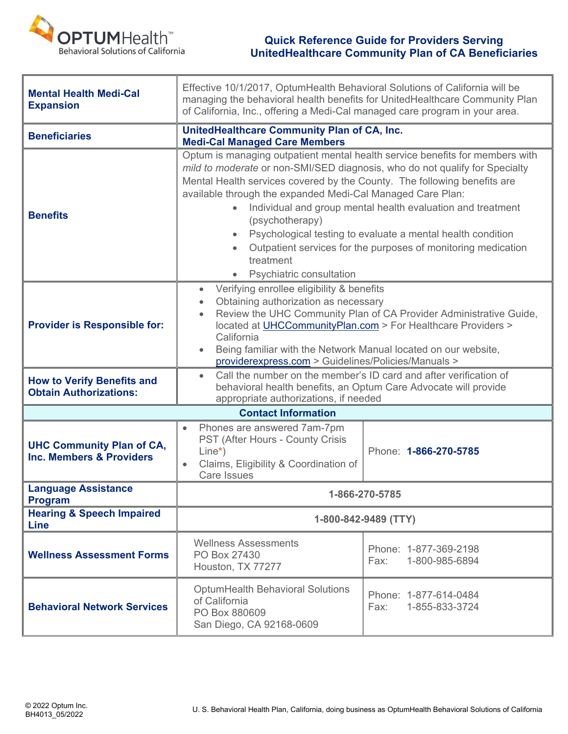# Quick Reference Guide for Providers Serving UnitedHealthcare Community Plan of CA Beneficiaries

OPTUMHealth™ Behavioral Solutions of California

| | | |
|---|---|---|
| **Mental Health Medi-Cal Expansion** | Effective 10/1/2017, OptumHealth Behavioral Solutions of California will be managing the behavioral health benefits for UnitedHealthcare Community Plan of California, Inc., offering a Medi-Cal managed care program in your area. | |
| **Beneficiaries** | **UnitedHealthcare Community Plan of CA, Inc. Medi-Cal Managed Care Members** | |
| **Benefits** | Optum is managing outpatient mental health service benefits for members with *mild to moderate* or non-SMI/SED diagnosis, who do not qualify for Specialty Mental Health services covered by the County. The following benefits are available through the expanded Medi-Cal Managed Care Plan:<br>• Individual and group mental health evaluation and treatment (psychotherapy)<br>• Psychological testing to evaluate a mental health condition<br>• Outpatient services for the purposes of monitoring medication treatment<br>• Psychiatric consultation | |
| **Provider is Responsible for:** | • Verifying enrollee eligibility & benefits<br>• Obtaining authorization as necessary<br>• Review the UHC Community Plan of CA Provider Administrative Guide, located at UHCCommunityPlan.com > For Healthcare Providers > California<br>• Being familiar with the Network Manual located on our website, providerexpress.com > Guidelines/Policies/Manuals > | |
| **How to Verify Benefits and Obtain Authorizations:** | • Call the number on the member's ID card and after verification of behavioral health benefits, an Optum Care Advocate will provide appropriate authorizations, if needed | |
| **Contact Information** | | |
| **UHC Community Plan of CA, Inc. Members & Providers** | • Phones are answered 7am-7pm PST (After Hours - County Crisis Line*)<br>• Claims, Eligibility & Coordination of Care Issues | Phone: **1-866-270-5785** |
| **Language Assistance Program** | **1-866-270-5785** | |
| **Hearing & Speech Impaired Line** | **1-800-842-9489 (TTY)** | |
| **Wellness Assessment Forms** | Wellness Assessments<br>PO Box 27430<br>Houston, TX 77277 | Phone: 1-877-369-2198<br>Fax: 1-800-985-6894 |
| **Behavioral Network Services** | OptumHealth Behavioral Solutions of California<br>PO Box 880609<br>San Diego, CA 92168-0609 | Phone: 1-877-614-0484<br>Fax: 1-855-833-3724 |

© 2022 Optum Inc.
BH4013_05/2022

U. S. Behavioral Health Plan, California, doing business as OptumHealth Behavioral Solutions of California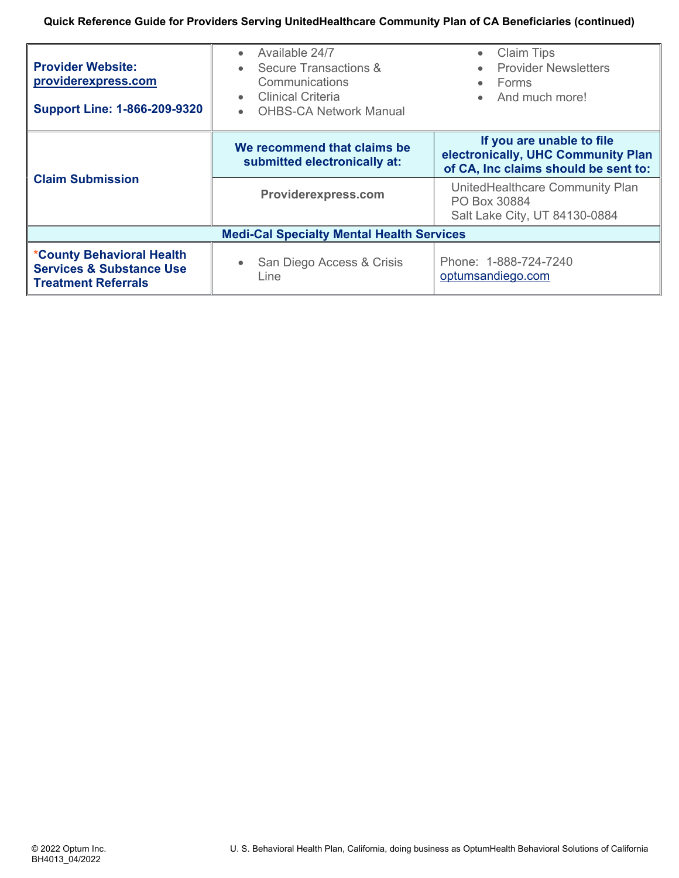**Quick Reference Guide for Providers Serving UnitedHealthcare Community Plan of CA Beneficiaries (continued)**

| | | |
|---|---|---|
| **Provider Website:** **providerexpress.com** **Support Line: 1-866-209-9320** | • Available 24/7 • Secure Transactions & Communications • Clinical Criteria • OHBS-CA Network Manual | • Claim Tips • Provider Newsletters • Forms • And much more! |
| **Claim Submission** | **We recommend that claims be submitted electronically at:** | **If you are unable to file electronically, UHC Community Plan of CA, Inc claims should be sent to:** |
| | **Providerexpress.com** | UnitedHealthcare Community Plan PO Box 30884 Salt Lake City, UT 84130-0884 |
| **Medi-Cal Specialty Mental Health Services** | | |
| ***County Behavioral Health Services & Substance Use Treatment Referrals** | • San Diego Access & Crisis Line | Phone: 1-888-724-7240 optumsandiego.com |

© 2022 Optum Inc.
BH4013_04/2022

U. S. Behavioral Health Plan, California, doing business as OptumHealth Behavioral Solutions of California